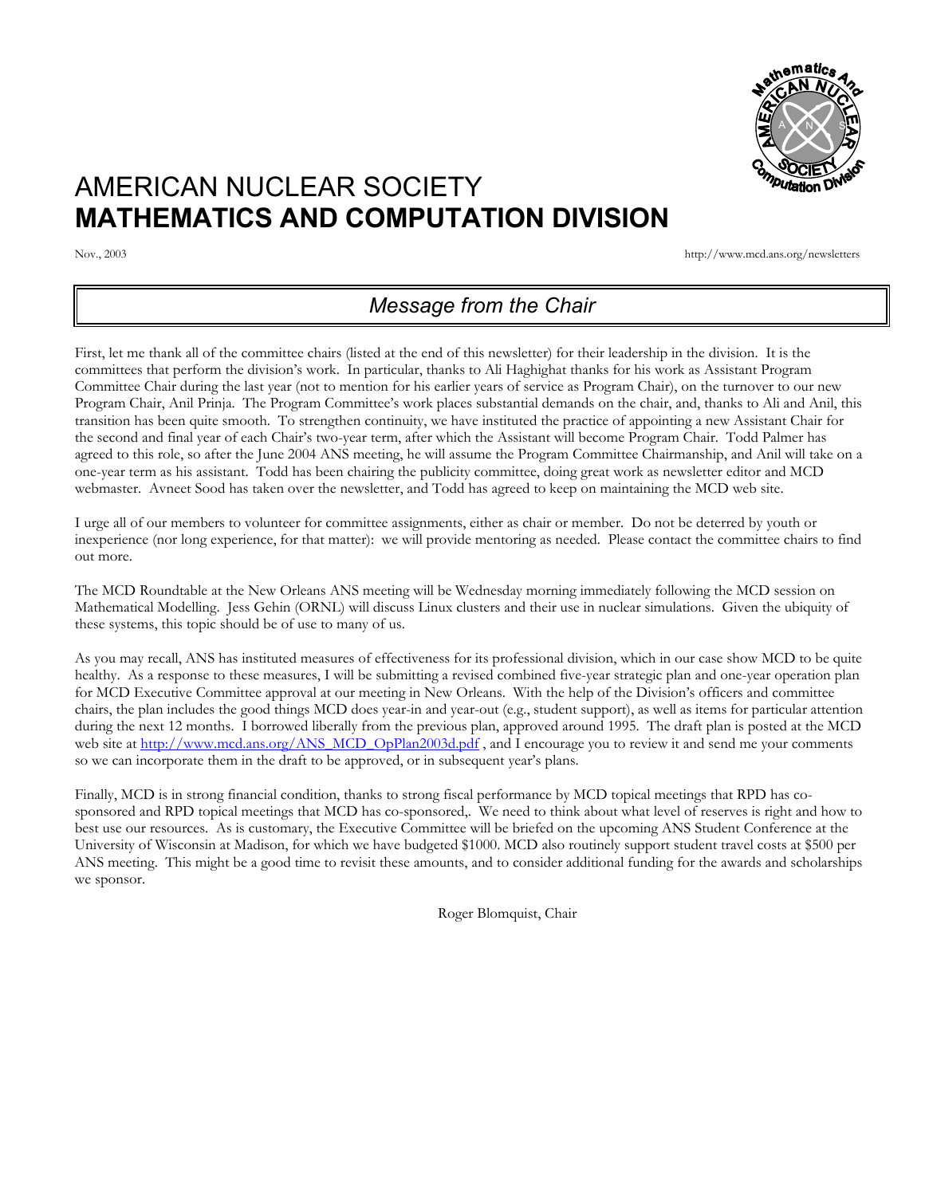# AMERICAN NUCLEAR SOCIETY
# **MATHEMATICS AND COMPUTATION DIVISION**

Nov., 2003

http://www.mcd.ans.org/newsletters

## *Message from the Chair*

First, let me thank all of the committee chairs (listed at the end of this newsletter) for their leadership in the division. It is the committees that perform the division's work. In particular, thanks to Ali Haghighat thanks for his work as Assistant Program Committee Chair during the last year (not to mention for his earlier years of service as Program Chair), on the turnover to our new Program Chair, Anil Prinja. The Program Committee's work places substantial demands on the chair, and, thanks to Ali and Anil, this transition has been quite smooth. To strengthen continuity, we have instituted the practice of appointing a new Assistant Chair for the second and final year of each Chair's two-year term, after which the Assistant will become Program Chair. Todd Palmer has agreed to this role, so after the June 2004 ANS meeting, he will assume the Program Committee Chairmanship, and Anil will take on a one-year term as his assistant. Todd has been chairing the publicity committee, doing great work as newsletter editor and MCD webmaster. Avneet Sood has taken over the newsletter, and Todd has agreed to keep on maintaining the MCD web site.

I urge all of our members to volunteer for committee assignments, either as chair or member. Do not be deterred by youth or inexperience (nor long experience, for that matter): we will provide mentoring as needed. Please contact the committee chairs to find out more.

The MCD Roundtable at the New Orleans ANS meeting will be Wednesday morning immediately following the MCD session on Mathematical Modelling. Jess Gehin (ORNL) will discuss Linux clusters and their use in nuclear simulations. Given the ubiquity of these systems, this topic should be of use to many of us.

As you may recall, ANS has instituted measures of effectiveness for its professional division, which in our case show MCD to be quite healthy. As a response to these measures, I will be submitting a revised combined five-year strategic plan and one-year operation plan for MCD Executive Committee approval at our meeting in New Orleans. With the help of the Division's officers and committee chairs, the plan includes the good things MCD does year-in and year-out (e.g., student support), as well as items for particular attention during the next 12 months. I borrowed liberally from the previous plan, approved around 1995. The draft plan is posted at the MCD web site at [http://www.mcd.ans.org/ANS_MCD_OpPlan2003d.pdf](http://www.mcd.ans.org/ANS_MCD_OpPlan2003d.pdf) , and I encourage you to review it and send me your comments so we can incorporate them in the draft to be approved, or in subsequent year's plans.

Finally, MCD is in strong financial condition, thanks to strong fiscal performance by MCD topical meetings that RPD has co-sponsored and RPD topical meetings that MCD has co-sponsored,. We need to think about what level of reserves is right and how to best use our resources. As is customary, the Executive Committee will be briefed on the upcoming ANS Student Conference at the University of Wisconsin at Madison, for which we have budgeted $1000. MCD also routinely support student travel costs at $500 per ANS meeting. This might be a good time to revisit these amounts, and to consider additional funding for the awards and scholarships we sponsor.

Roger Blomquist, Chair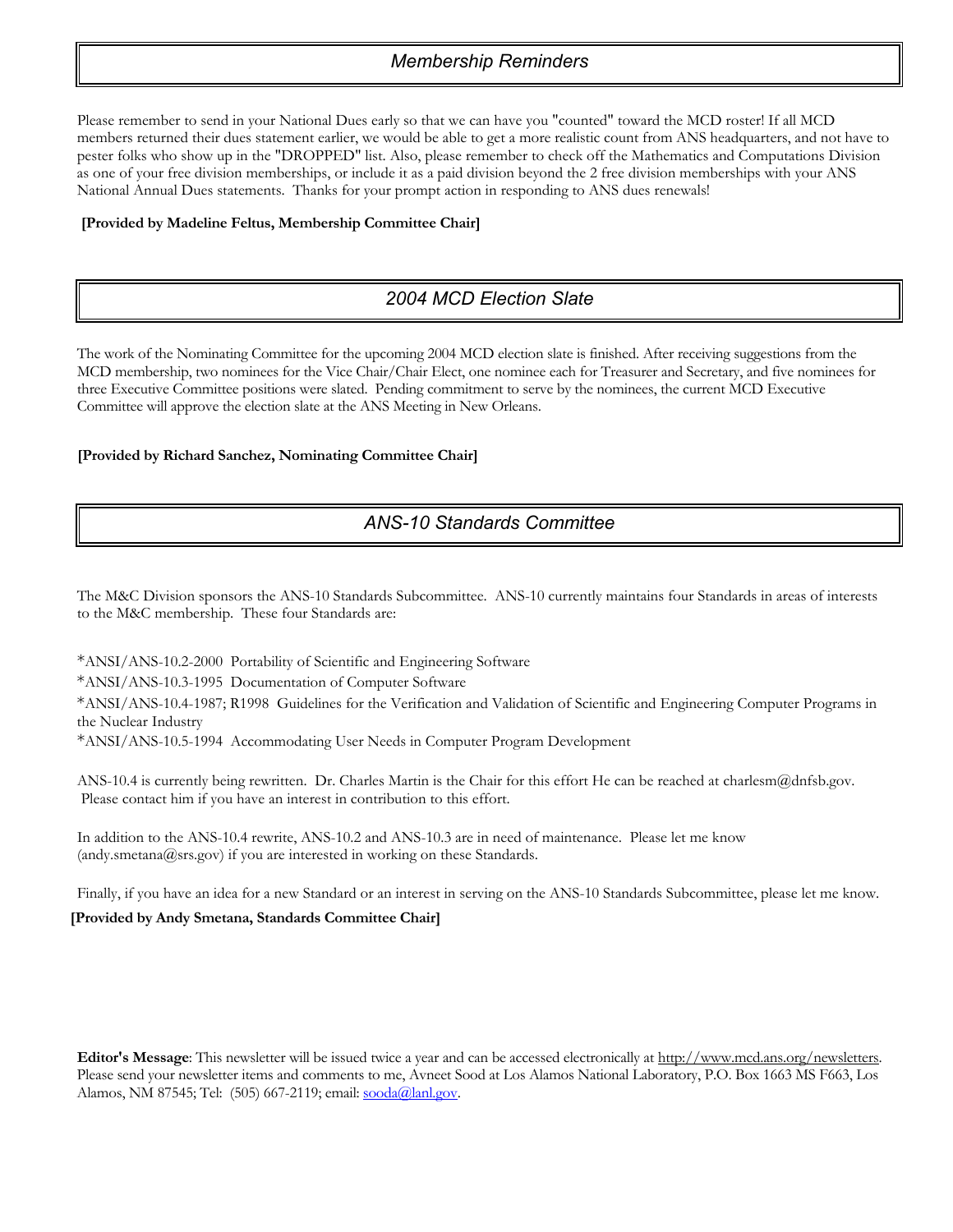## *Membership Reminders*

Please remember to send in your National Dues early so that we can have you "counted" toward the MCD roster! If all MCD members returned their dues statement earlier, we would be able to get a more realistic count from ANS headquarters, and not have to pester folks who show up in the "DROPPED" list. Also, please remember to check off the Mathematics and Computations Division as one of your free division memberships, or include it as a paid division beyond the 2 free division memberships with your ANS National Annual Dues statements. Thanks for your prompt action in responding to ANS dues renewals!

**[Provided by Madeline Feltus, Membership Committee Chair]**

## *2004 MCD Election Slate*

The work of the Nominating Committee for the upcoming 2004 MCD election slate is finished. After receiving suggestions from the MCD membership, two nominees for the Vice Chair/Chair Elect, one nominee each for Treasurer and Secretary, and five nominees for three Executive Committee positions were slated. Pending commitment to serve by the nominees, the current MCD Executive Committee will approve the election slate at the ANS Meeting in New Orleans.

**[Provided by Richard Sanchez, Nominating Committee Chair]**

## *ANS-10 Standards Committee*

The M&C Division sponsors the ANS-10 Standards Subcommittee. ANS-10 currently maintains four Standards in areas of interests to the M&C membership. These four Standards are:

*ANSI/ANS-10.2-2000 Portability of Scientific and Engineering Software

*ANSI/ANS-10.3-1995 Documentation of Computer Software

*ANSI/ANS-10.4-1987; R1998 Guidelines for the Verification and Validation of Scientific and Engineering Computer Programs in the Nuclear Industry

*ANSI/ANS-10.5-1994 Accommodating User Needs in Computer Program Development

ANS-10.4 is currently being rewritten. Dr. Charles Martin is the Chair for this effort He can be reached at charlesm@dnfsb.gov. Please contact him if you have an interest in contribution to this effort.

In addition to the ANS-10.4 rewrite, ANS-10.2 and ANS-10.3 are in need of maintenance. Please let me know (andy.smetana@srs.gov) if you are interested in working on these Standards.

Finally, if you have an idea for a new Standard or an interest in serving on the ANS-10 Standards Subcommittee, please let me know.

**[Provided by Andy Smetana, Standards Committee Chair]**

**Editor's Message**: This newsletter will be issued twice a year and can be accessed electronically at http://www.mcd.ans.org/newsletters. Please send your newsletter items and comments to me, Avneet Sood at Los Alamos National Laboratory, P.O. Box 1663 MS F663, Los Alamos, NM 87545; Tel: (505) 667-2119; email: sooda@lanl.gov.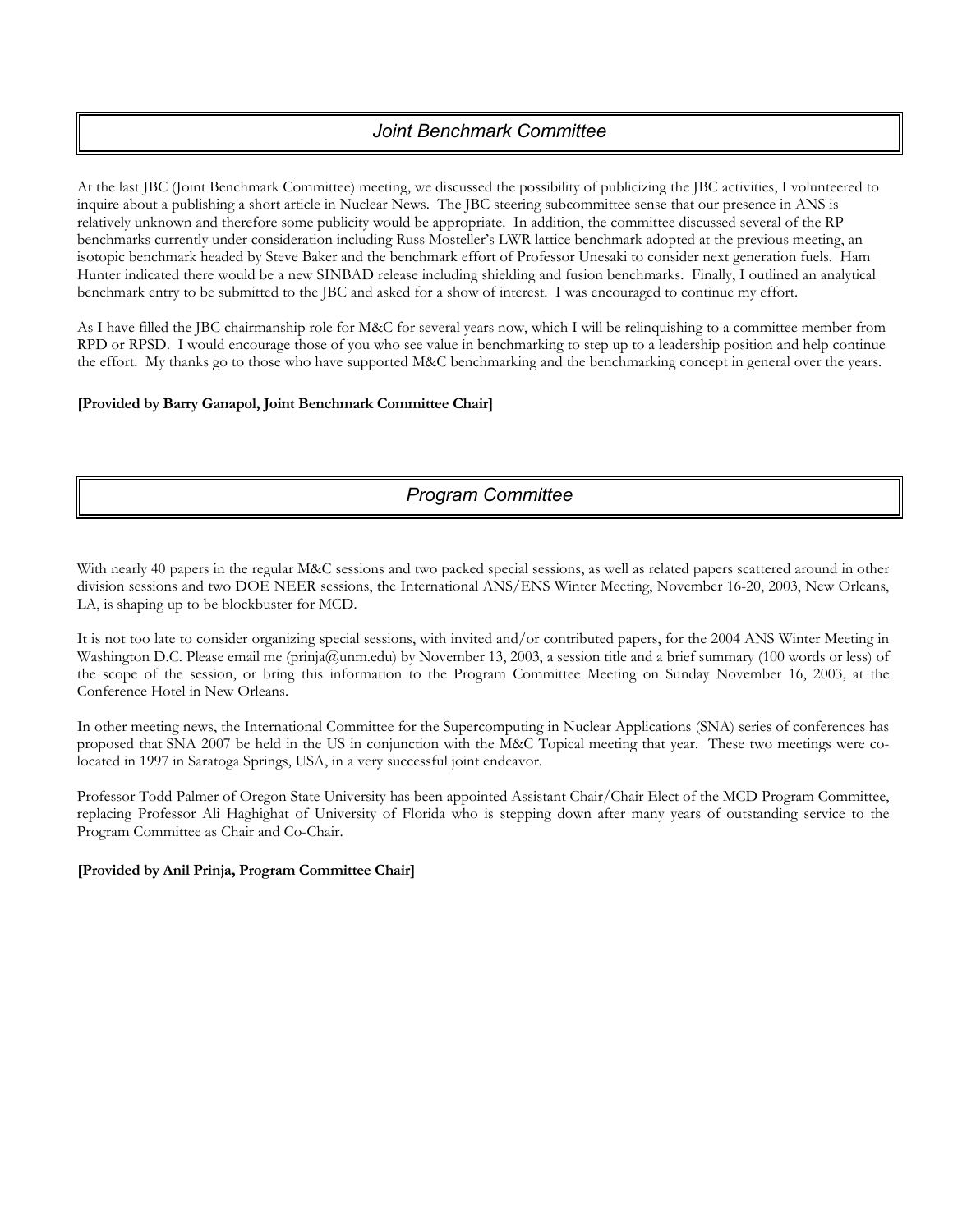## *Joint Benchmark Committee*

At the last JBC (Joint Benchmark Committee) meeting, we discussed the possibility of publicizing the JBC activities, I volunteered to inquire about a publishing a short article in Nuclear News. The JBC steering subcommittee sense that our presence in ANS is relatively unknown and therefore some publicity would be appropriate. In addition, the committee discussed several of the RP benchmarks currently under consideration including Russ Mosteller's LWR lattice benchmark adopted at the previous meeting, an isotopic benchmark headed by Steve Baker and the benchmark effort of Professor Unesaki to consider next generation fuels. Ham Hunter indicated there would be a new SINBAD release including shielding and fusion benchmarks. Finally, I outlined an analytical benchmark entry to be submitted to the JBC and asked for a show of interest. I was encouraged to continue my effort.

As I have filled the JBC chairmanship role for M&C for several years now, which I will be relinquishing to a committee member from RPD or RPSD. I would encourage those of you who see value in benchmarking to step up to a leadership position and help continue the effort. My thanks go to those who have supported M&C benchmarking and the benchmarking concept in general over the years.

**[Provided by Barry Ganapol, Joint Benchmark Committee Chair]**

## *Program Committee*

With nearly 40 papers in the regular M&C sessions and two packed special sessions, as well as related papers scattered around in other division sessions and two DOE NEER sessions, the International ANS/ENS Winter Meeting, November 16-20, 2003, New Orleans, LA, is shaping up to be blockbuster for MCD.

It is not too late to consider organizing special sessions, with invited and/or contributed papers, for the 2004 ANS Winter Meeting in Washington D.C. Please email me (prinja@unm.edu) by November 13, 2003, a session title and a brief summary (100 words or less) of the scope of the session, or bring this information to the Program Committee Meeting on Sunday November 16, 2003, at the Conference Hotel in New Orleans.

In other meeting news, the International Committee for the Supercomputing in Nuclear Applications (SNA) series of conferences has proposed that SNA 2007 be held in the US in conjunction with the M&C Topical meeting that year. These two meetings were co-located in 1997 in Saratoga Springs, USA, in a very successful joint endeavor.

Professor Todd Palmer of Oregon State University has been appointed Assistant Chair/Chair Elect of the MCD Program Committee, replacing Professor Ali Haghighat of University of Florida who is stepping down after many years of outstanding service to the Program Committee as Chair and Co-Chair.

**[Provided by Anil Prinja, Program Committee Chair]**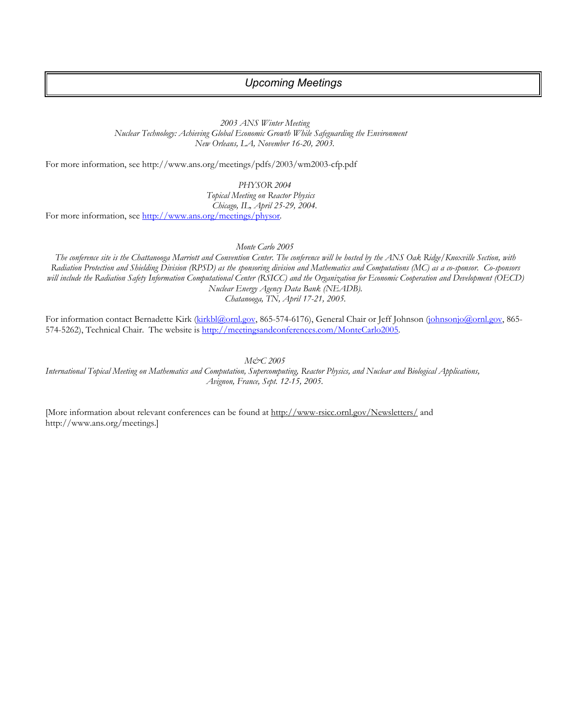## *Upcoming Meetings*

*2003 ANS Winter Meeting*
*Nuclear Technology: Achieving Global Economic Growth While Safeguarding the Environment*
*New Orleans, LA, November 16-20, 2003.*

For more information, see http://www.ans.org/meetings/pdfs/2003/wm2003-cfp.pdf

*PHYSOR 2004*
*Topical Meeting on Reactor Physics*
*Chicago, IL, April 25-29, 2004.*

For more information, see http://www.ans.org/meetings/physor.

*Monte Carlo 2005*

*The conference site is the Chattanooga Marriott and Convention Center. The conference will be hosted by the ANS Oak Ridge/Knoxville Section, with Radiation Protection and Shielding Division (RPSD) as the sponsoring division and Mathematics and Computations (MC) as a co-sponsor. Co-sponsors will include the Radiation Safety Information Computational Center (RSICC) and the Organization for Economic Cooperation and Development (OECD) Nuclear Energy Agency Data Bank (NEADB).*
*Chatanooga, TN, April 17-21, 2005.*

For information contact Bernadette Kirk (kirkbl@ornl.gov, 865-574-6176), General Chair or Jeff Johnson (johnsonjo@ornl.gov, 865-574-5262), Technical Chair. The website is http://meetingsandconferences.com/MonteCarlo2005.

*M&C 2005*
*International Topical Meeting on Mathematics and Computation, Supercomputing, Reactor Physics, and Nuclear and Biological Applications,*
*Avignon, France, Sept. 12-15, 2005.*

[More information about relevant conferences can be found at http://www-rsicc.ornl.gov/Newsletters/ and http://www.ans.org/meetings.]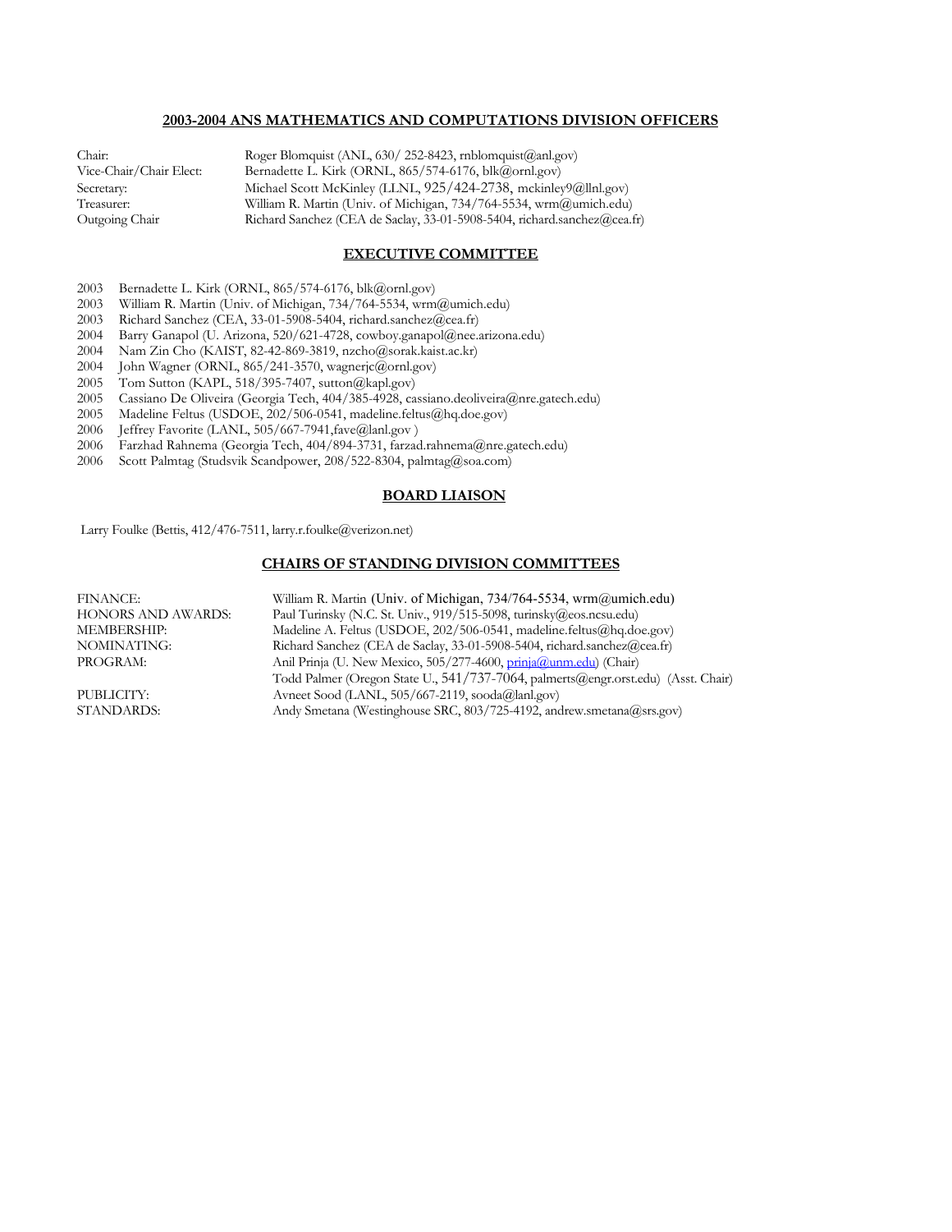## 2003-2004 ANS MATHEMATICS AND COMPUTATIONS DIVISION OFFICERS

| | |
|---|---|
| Chair: | Roger Blomquist (ANL, 630/ 252-8423, rnblomquist@anl.gov) |
| Vice-Chair/Chair Elect: | Bernadette L. Kirk (ORNL, 865/574-6176, blk@ornl.gov) |
| Secretary: | Michael Scott McKinley (LLNL, 925/424-2738, mckinley9@llnl.gov) |
| Treasurer: | William R. Martin (Univ. of Michigan, 734/764-5534, wrm@umich.edu) |
| Outgoing Chair | Richard Sanchez (CEA de Saclay, 33-01-5908-5404, richard.sanchez@cea.fr) |

## EXECUTIVE COMMITTEE

2003 Bernadette L. Kirk (ORNL, 865/574-6176, blk@ornl.gov)
2003 William R. Martin (Univ. of Michigan, 734/764-5534, wrm@umich.edu)
2003 Richard Sanchez (CEA, 33-01-5908-5404, richard.sanchez@cea.fr)
2004 Barry Ganapol (U. Arizona, 520/621-4728, cowboy.ganapol@nee.arizona.edu)
2004 Nam Zin Cho (KAIST, 82-42-869-3819, nzcho@sorak.kaist.ac.kr)
2004 John Wagner (ORNL, 865/241-3570, wagnerjc@ornl.gov)
2005 Tom Sutton (KAPL, 518/395-7407, sutton@kapl.gov)
2005 Cassiano De Oliveira (Georgia Tech, 404/385-4928, cassiano.deoliveira@nre.gatech.edu)
2005 Madeline Feltus (USDOE, 202/506-0541, madeline.feltus@hq.doe.gov)
2006 Jeffrey Favorite (LANL, 505/667-7941,fave@lanl.gov )
2006 Farzhad Rahnema (Georgia Tech, 404/894-3731, farzad.rahnema@nre.gatech.edu)
2006 Scott Palmtag (Studsvik Scandpower, 208/522-8304, palmtag@soa.com)

## BOARD LIAISON

Larry Foulke (Bettis, 412/476-7511, larry.r.foulke@verizon.net)

## CHAIRS OF STANDING DIVISION COMMITTEES

| | |
|---|---|
| FINANCE: | William R. Martin (Univ. of Michigan, 734/764-5534, wrm@umich.edu) |
| HONORS AND AWARDS: | Paul Turinsky (N.C. St. Univ., 919/515-5098, turinsky@eos.ncsu.edu) |
| MEMBERSHIP: | Madeline A. Feltus (USDOE, 202/506-0541, madeline.feltus@hq.doe.gov) |
| NOMINATING: | Richard Sanchez (CEA de Saclay, 33-01-5908-5404, richard.sanchez@cea.fr) |
| PROGRAM: | Anil Prinja (U. New Mexico, 505/277-4600, prinja@unm.edu) (Chair) |
| | Todd Palmer (Oregon State U., 541/737-7064, palmerts@engr.orst.edu) (Asst. Chair) |
| PUBLICITY: | Avneet Sood (LANL, 505/667-2119, sooda@lanl.gov) |
| STANDARDS: | Andy Smetana (Westinghouse SRC, 803/725-4192, andrew.smetana@srs.gov) |